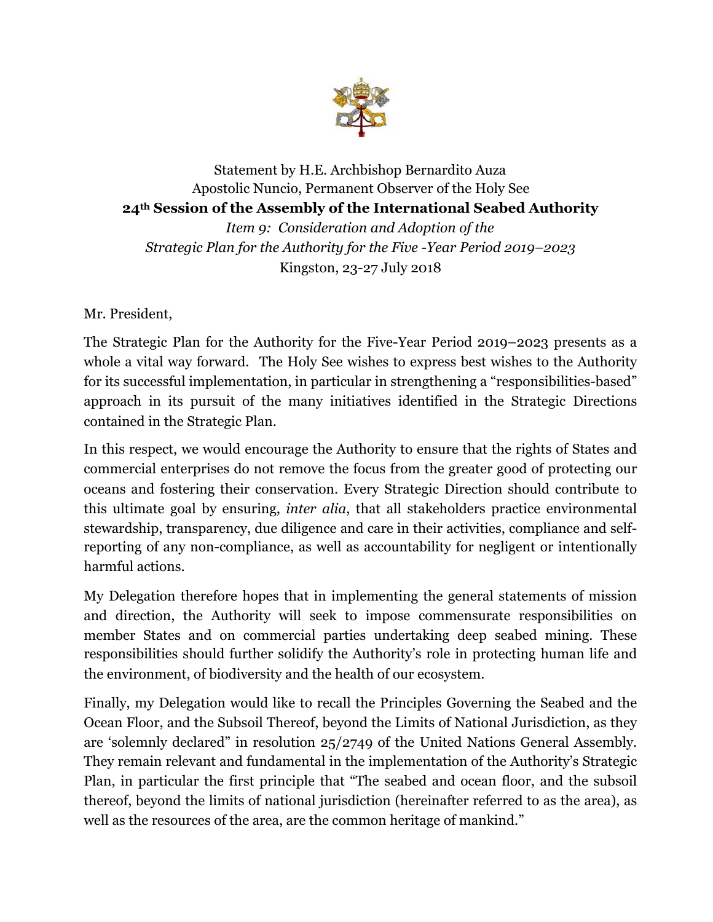Statement by H.E. Archbishop Bernardito Auza
Apostolic Nuncio, Permanent Observer of the Holy See

**24th Session of the Assembly of the International Seabed Authority**

*Item 9: Consideration and Adoption of the Strategic Plan for the Authority for the Five -Year Period 2019–2023*

Kingston, 23-27 July 2018

Mr. President,

The Strategic Plan for the Authority for the Five-Year Period 2019–2023 presents as a whole a vital way forward. The Holy See wishes to express best wishes to the Authority for its successful implementation, in particular in strengthening a "responsibilities-based" approach in its pursuit of the many initiatives identified in the Strategic Directions contained in the Strategic Plan.

In this respect, we would encourage the Authority to ensure that the rights of States and commercial enterprises do not remove the focus from the greater good of protecting our oceans and fostering their conservation. Every Strategic Direction should contribute to this ultimate goal by ensuring, *inter alia*, that all stakeholders practice environmental stewardship, transparency, due diligence and care in their activities, compliance and self-reporting of any non-compliance, as well as accountability for negligent or intentionally harmful actions.

My Delegation therefore hopes that in implementing the general statements of mission and direction, the Authority will seek to impose commensurate responsibilities on member States and on commercial parties undertaking deep seabed mining. These responsibilities should further solidify the Authority's role in protecting human life and the environment, of biodiversity and the health of our ecosystem.

Finally, my Delegation would like to recall the Principles Governing the Seabed and the Ocean Floor, and the Subsoil Thereof, beyond the Limits of National Jurisdiction, as they are 'solemnly declared" in resolution 25/2749 of the United Nations General Assembly. They remain relevant and fundamental in the implementation of the Authority's Strategic Plan, in particular the first principle that "The seabed and ocean floor, and the subsoil thereof, beyond the limits of national jurisdiction (hereinafter referred to as the area), as well as the resources of the area, are the common heritage of mankind."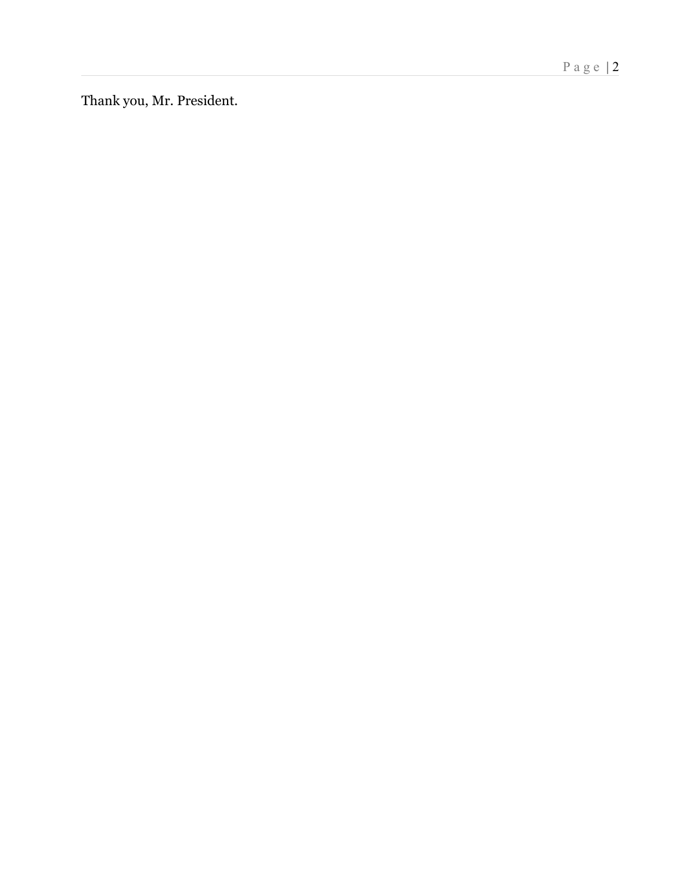Thank you, Mr. President.